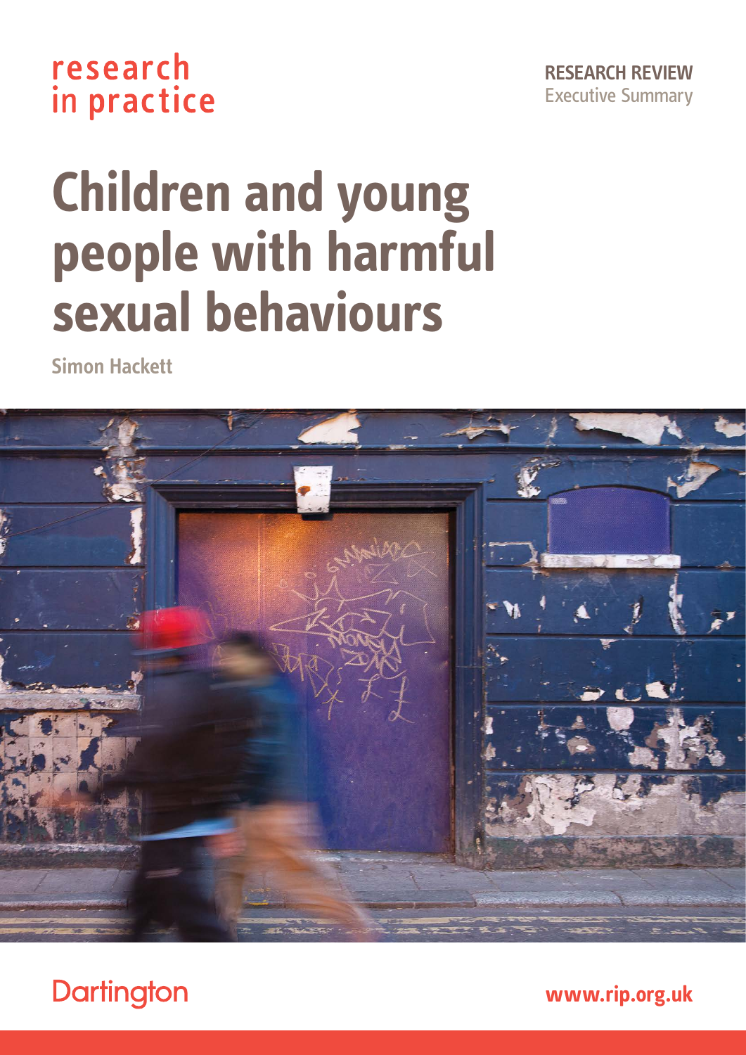research in practice

**RESEARCH REVIEW**
Executive Summary

# Children and young people with harmful sexual behaviours

**Simon Hackett**

Dartington

**www.rip.org.uk**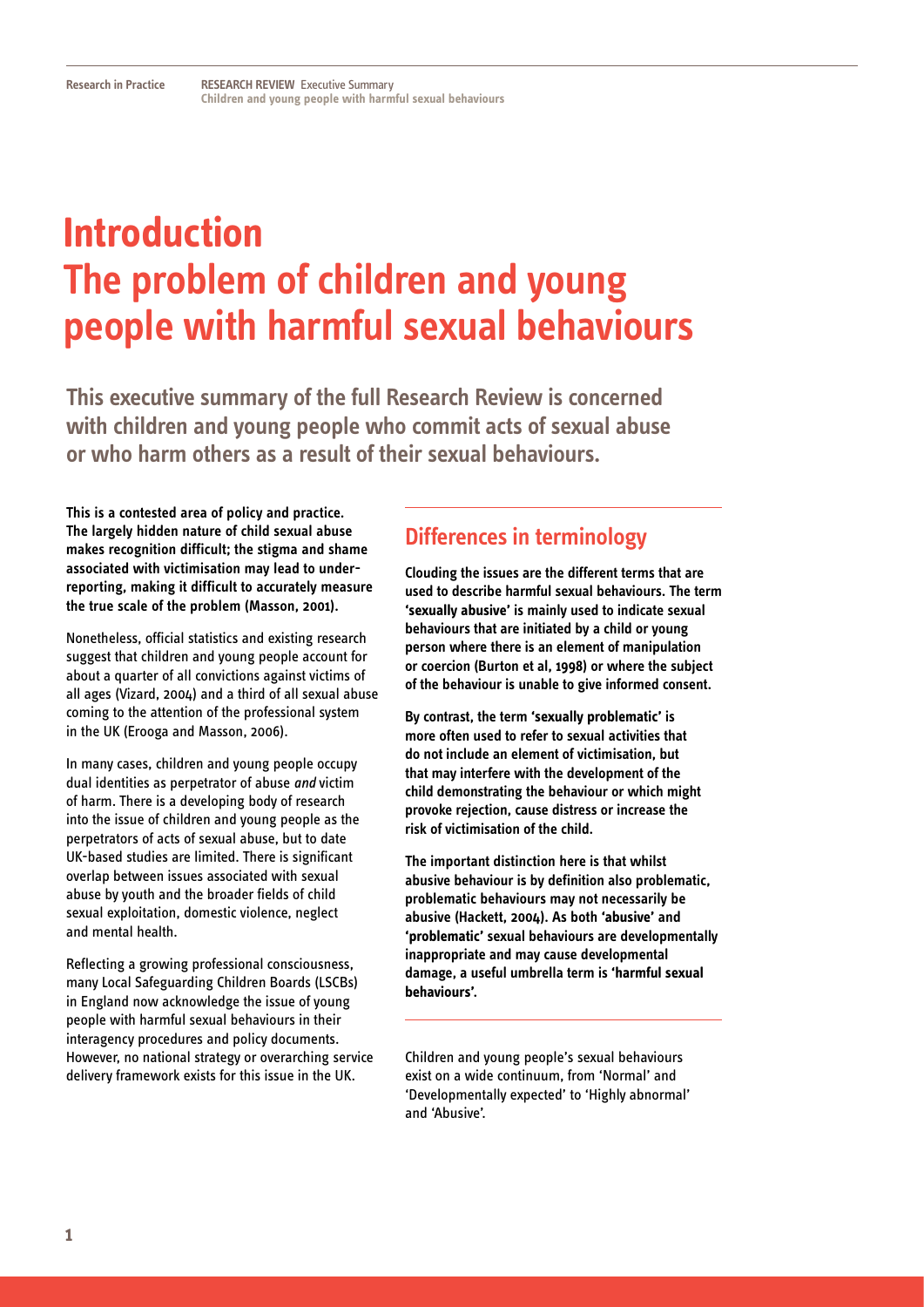# Introduction
# The problem of children and young people with harmful sexual behaviours

**This executive summary of the full Research Review is concerned with children and young people who commit acts of sexual abuse or who harm others as a result of their sexual behaviours.**

**This is a contested area of policy and practice. The largely hidden nature of child sexual abuse makes recognition difficult; the stigma and shame associated with victimisation may lead to under-reporting, making it difficult to accurately measure the true scale of the problem (Masson, 2001).**

Nonetheless, official statistics and existing research suggest that children and young people account for about a quarter of all convictions against victims of all ages (Vizard, 2004) and a third of all sexual abuse coming to the attention of the professional system in the UK (Erooga and Masson, 2006).

In many cases, children and young people occupy dual identities as perpetrator of abuse *and* victim of harm. There is a developing body of research into the issue of children and young people as the perpetrators of acts of sexual abuse, but to date UK-based studies are limited. There is significant overlap between issues associated with sexual abuse by youth and the broader fields of child sexual exploitation, domestic violence, neglect and mental health.

Reflecting a growing professional consciousness, many Local Safeguarding Children Boards (LSCBs) in England now acknowledge the issue of young people with harmful sexual behaviours in their interagency procedures and policy documents. However, no national strategy or overarching service delivery framework exists for this issue in the UK.

## Differences in terminology

**Clouding the issues are the different terms that are used to describe harmful sexual behaviours. The term 'sexually abusive' is mainly used to indicate sexual behaviours that are initiated by a child or young person where there is an element of manipulation or coercion (Burton et al, 1998) or where the subject of the behaviour is unable to give informed consent.**

**By contrast, the term 'sexually problematic' is more often used to refer to sexual activities that do not include an element of victimisation, but that may interfere with the development of the child demonstrating the behaviour or which might provoke rejection, cause distress or increase the risk of victimisation of the child.**

**The important distinction here is that whilst abusive behaviour is by definition also problematic, problematic behaviours may not necessarily be abusive (Hackett, 2004). As both 'abusive' and 'problematic' sexual behaviours are developmentally inappropriate and may cause developmental damage, a useful umbrella term is 'harmful sexual behaviours'.**

Children and young people's sexual behaviours exist on a wide continuum, from 'Normal' and 'Developmentally expected' to 'Highly abnormal' and 'Abusive'.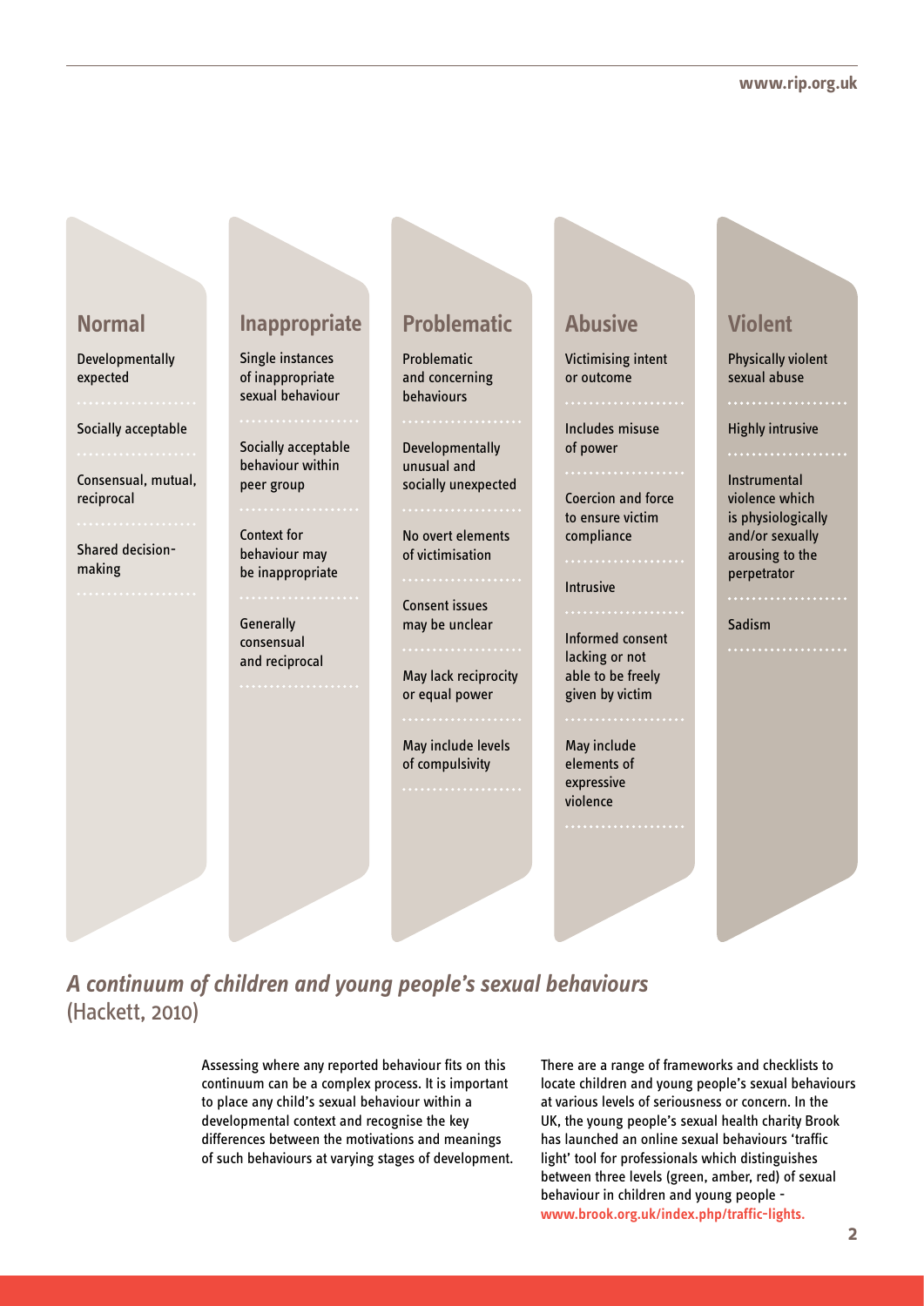## Normal

Developmentally expected

Socially acceptable

Consensual, mutual, reciprocal

Shared decision-making

## Inappropriate

Single instances of inappropriate sexual behaviour

Socially acceptable behaviour within peer group

Context for behaviour may be inappropriate

Generally consensual and reciprocal

## Problematic

Problematic and concerning behaviours

Developmentally unusual and socially unexpected

No overt elements of victimisation

Consent issues may be unclear

May lack reciprocity or equal power

May include levels of compulsivity

## Abusive

Victimising intent or outcome

Includes misuse of power

Coercion and force to ensure victim compliance

Intrusive

Informed consent lacking or not able to be freely given by victim

May include elements of expressive violence

## Violent

Physically violent sexual abuse

Highly intrusive

Instrumental violence which is physiologically and/or sexually arousing to the perpetrator

Sadism

***A continuum of children and young people's sexual behaviours***
(Hackett, 2010)

Assessing where any reported behaviour fits on this continuum can be a complex process. It is important to place any child's sexual behaviour within a developmental context and recognise the key differences between the motivations and meanings of such behaviours at varying stages of development.

There are a range of frameworks and checklists to locate children and young people's sexual behaviours at various levels of seriousness or concern. In the UK, the young people's sexual health charity Brook has launched an online sexual behaviours 'traffic light' tool for professionals which distinguishes between three levels (green, amber, red) of sexual behaviour in children and young people - **www.brook.org.uk/index.php/traffic-lights.**